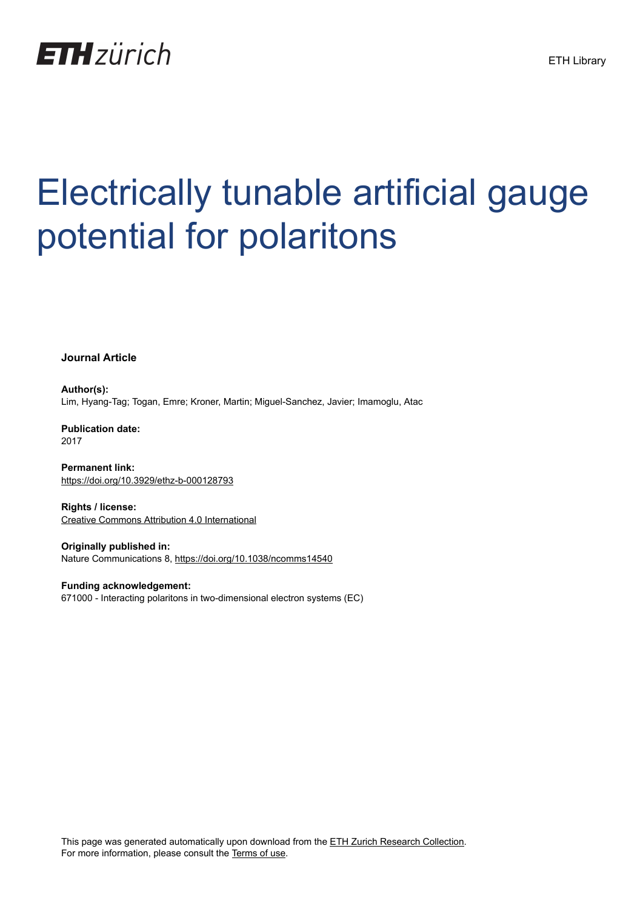ETH zürich

ETH Library

# Electrically tunable artificial gauge potential for polaritons

**Journal Article**

**Author(s):**
Lim, Hyang-Tag; Togan, Emre; Kroner, Martin; Miguel-Sanchez, Javier; Imamoglu, Atac

**Publication date:**
2017

**Permanent link:**
https://doi.org/10.3929/ethz-b-000128793

**Rights / license:**
Creative Commons Attribution 4.0 International

**Originally published in:**
Nature Communications 8, https://doi.org/10.1038/ncomms14540

**Funding acknowledgement:**
671000 - Interacting polaritons in two-dimensional electron systems (EC)

This page was generated automatically upon download from the ETH Zurich Research Collection.
For more information, please consult the Terms of use.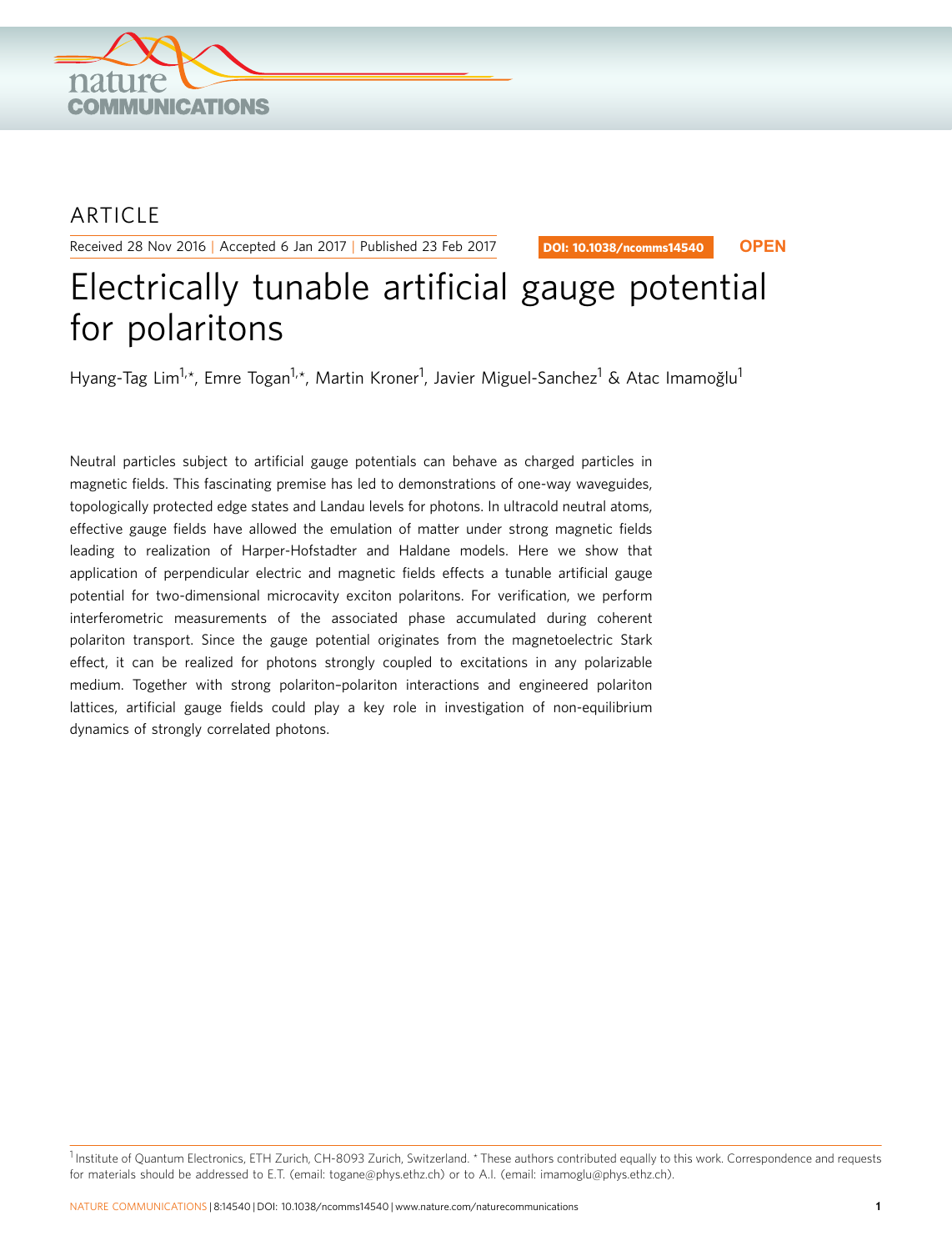ARTICLE

Received 28 Nov 2016 | Accepted 6 Jan 2017 | Published 23 Feb 2017

DOI: 10.1038/ncomms14540 **OPEN**

# Electrically tunable artificial gauge potential for polaritons

Hyang-Tag Lim[1,*], Emre Togan[1,*], Martin Kroner[1], Javier Miguel-Sanchez[1] & Atac Imamoğlu[1]

Neutral particles subject to artificial gauge potentials can behave as charged particles in magnetic fields. This fascinating premise has led to demonstrations of one-way waveguides, topologically protected edge states and Landau levels for photons. In ultracold neutral atoms, effective gauge fields have allowed the emulation of matter under strong magnetic fields leading to realization of Harper-Hofstadter and Haldane models. Here we show that application of perpendicular electric and magnetic fields effects a tunable artificial gauge potential for two-dimensional microcavity exciton polaritons. For verification, we perform interferometric measurements of the associated phase accumulated during coherent polariton transport. Since the gauge potential originates from the magnetoelectric Stark effect, it can be realized for photons strongly coupled to excitations in any polarizable medium. Together with strong polariton–polariton interactions and engineered polariton lattices, artificial gauge fields could play a key role in investigation of non-equilibrium dynamics of strongly correlated photons.

[1] Institute of Quantum Electronics, ETH Zurich, CH-8093 Zurich, Switzerland. * These authors contributed equally to this work. Correspondence and requests for materials should be addressed to E.T. (email: togane@phys.ethz.ch) or to A.I. (email: imamoglu@phys.ethz.ch).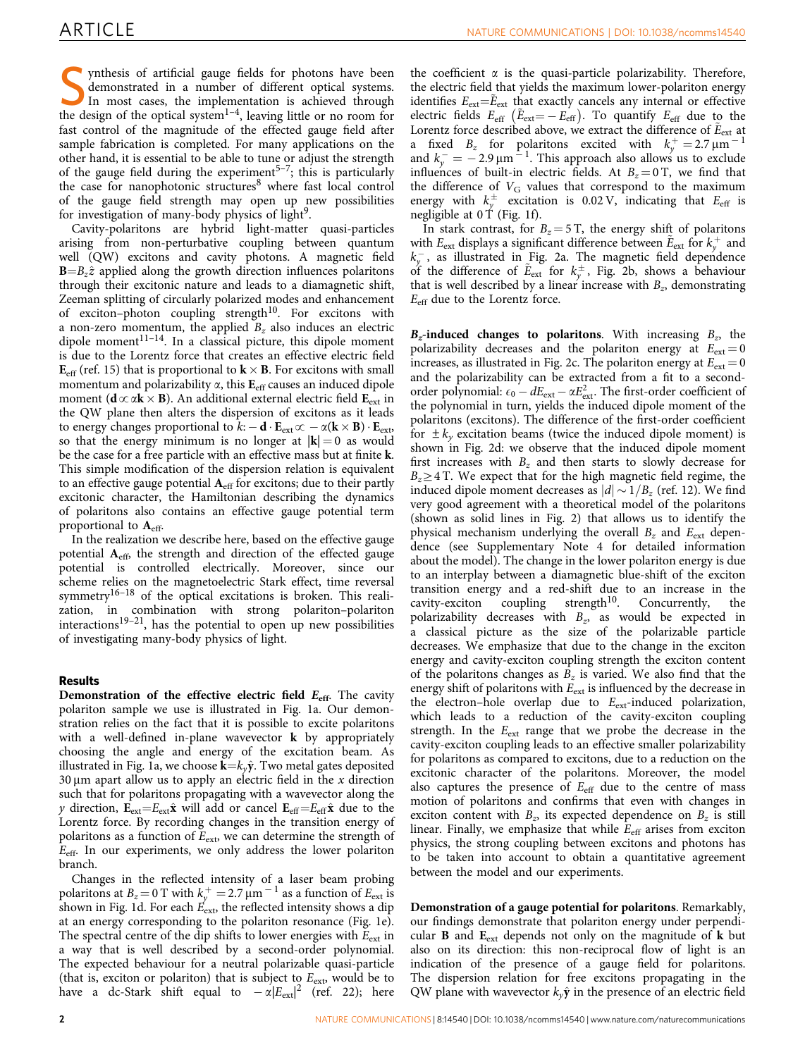Synthesis of artificial gauge fields for photons have been demonstrated in a number of different optical systems. In most cases, the implementation is achieved through the design of the optical system[1–4], leaving little or no room for fast control of the magnitude of the effected gauge field after sample fabrication is completed. For many applications on the other hand, it is essential to be able to tune or adjust the strength of the gauge field during the experiment[5–7]; this is particularly the case for nanophotonic structures[8] where fast local control of the gauge field strength may open up new possibilities for investigation of many-body physics of light[9].

Cavity-polaritons are hybrid light-matter quasi-particles arising from non-perturbative coupling between quantum well (QW) excitons and cavity photons. A magnetic field $\mathbf{B}=B_z\hat{z}$ applied along the growth direction influences polaritons through their excitonic nature and leads to a diamagnetic shift, Zeeman splitting of circularly polarized modes and enhancement of exciton–photon coupling strength[10]. For excitons with a non-zero momentum, the applied $B_z$ also induces an electric dipole moment[11–14]. In a classical picture, this dipole moment is due to the Lorentz force that creates an effective electric field $\mathbf{E}_{\rm eff}$ (ref. 15) that is proportional to $\mathbf{k}\times\mathbf{B}$. For excitons with small momentum and polarizability $\alpha$, this $\mathbf{E}_{\rm eff}$ causes an induced dipole moment ($\mathbf{d}\propto\alpha\mathbf{k}\times\mathbf{B}$). An additional external electric field $\mathbf{E}_{\rm ext}$ in the QW plane then alters the dispersion of excitons as it leads to energy changes proportional to $k$: $-\mathbf{d}\cdot\mathbf{E}_{\rm ext}\propto-\alpha(\mathbf{k}\times\mathbf{B})\cdot\mathbf{E}_{\rm ext}$, so that the energy minimum is no longer at $|\mathbf{k}|=0$ as would be the case for a free particle with an effective mass but at finite $\mathbf{k}$. This simple modification of the dispersion relation is equivalent to an effective gauge potential $\mathbf{A}_{\rm eff}$ for excitons; due to their partly excitonic character, the Hamiltonian describing the dynamics of polaritons also contains an effective gauge potential term proportional to $\mathbf{A}_{\rm eff}$.

In the realization we describe here, based on the effective gauge potential $\mathbf{A}_{\rm eff}$, the strength and direction of the effected gauge potential is controlled electrically. Moreover, since our scheme relies on the magnetoelectric Stark effect, time reversal symmetry[16–18] of the optical excitations is broken. This realization, in combination with strong polariton–polariton interactions[19–21], has the potential to open up new possibilities of investigating many-body physics of light.

## Results

**Demonstration of the effective electric field $E_{\rm eff}$.** The cavity polariton sample we use is illustrated in Fig. 1a. Our demonstration relies on the fact that it is possible to excite polaritons with a well-defined in-plane wavevector $\mathbf{k}$ by appropriately choosing the angle and energy of the excitation beam. As illustrated in Fig. 1a, we choose $\mathbf{k}=k_y\hat{\mathbf{y}}$. Two metal gates deposited 30 μm apart allow us to apply an electric field in the $x$ direction such that for polaritons propagating with a wavevector along the $y$ direction, $\mathbf{E}_{\rm ext}=E_{\rm ext}\hat{\mathbf{x}}$ will add or cancel $\mathbf{E}_{\rm eff}=E_{\rm eff}\hat{\mathbf{x}}$ due to the Lorentz force. By recording changes in the transition energy of polaritons as a function of $E_{\rm ext}$, we can determine the strength of $E_{\rm eff}$. In our experiments, we only address the lower polariton branch.

Changes in the reflected intensity of a laser beam probing polaritons at $B_z=0$ T with $k_y^+=2.7\,\mu{\rm m}^{-1}$ as a function of $E_{\rm ext}$ is shown in Fig. 1d. For each $E_{\rm ext}$, the reflected intensity shows a dip at an energy corresponding to the polariton resonance (Fig. 1e). The spectral centre of the dip shifts to lower energies with $E_{\rm ext}$ in a way that is well described by a second-order polynomial. The expected behaviour for a neutral polarizable quasi-particle (that is, exciton or polariton) that is subject to $E_{\rm ext}$, would be to have a dc-Stark shift equal to $-\alpha|E_{\rm ext}|^2$ (ref. 22); here the coefficient $\alpha$ is the quasi-particle polarizability. Therefore, the electric field that yields the maximum lower-polariton energy identifies $E_{\rm ext}=\tilde{E}_{\rm ext}$ that exactly cancels any internal or effective electric fields $E_{\rm eff}$ ($\tilde{E}_{\rm ext}=-E_{\rm eff}$). To quantify $E_{\rm eff}$ due to the Lorentz force described above, we extract the difference of $\tilde{E}_{\rm ext}$ at a fixed $B_z$ for polaritons excited with $k_y^+=2.7\,\mu{\rm m}^{-1}$ and $k_y^-=-2.9\,\mu{\rm m}^{-1}$. This approach also allows us to exclude influences of built-in electric fields. At $B_z=0$ T, we find that the difference of $V_{\rm G}$ values that correspond to the maximum energy with $k_y^{\pm}$ excitation is 0.02 V, indicating that $E_{\rm eff}$ is negligible at 0 T (Fig. 1f).

In stark contrast, for $B_z=5$ T, the energy shift of polaritons with $E_{\rm ext}$ displays a significant difference between $\tilde{E}_{\rm ext}$ for $k_y^+$ and $k_y^-$, as illustrated in Fig. 2a. The magnetic field dependence of the difference of $\tilde{E}_{\rm ext}$ for $k_y^{\pm}$, Fig. 2b, shows a behaviour that is well described by a linear increase with $B_z$, demonstrating $E_{\rm eff}$ due to the Lorentz force.

**$B_z$-induced changes to polaritons.** With increasing $B_z$, the polarizability decreases and the polariton energy at $E_{\rm ext}=0$ increases, as illustrated in Fig. 2c. The polariton energy at $E_{\rm ext}=0$ and the polarizability can be extracted from a fit to a second-order polynomial: $\epsilon_0-dE_{\rm ext}-\alpha E_{\rm ext}^2$. The first-order coefficient of the polynomial in turn, yields the induced dipole moment of the polaritons (excitons). The difference of the first-order coefficient for $\pm k_y$ excitation beams (twice the induced dipole moment) is shown in Fig. 2d: we observe that the induced dipole moment first increases with $B_z$ and then starts to slowly decrease for $B_z\geq 4$ T. We expect that for the high magnetic field regime, the induced dipole moment decreases as $|d|\sim 1/B_z$ (ref. 12). We find very good agreement with a theoretical model of the polaritons (shown as solid lines in Fig. 2) that allows us to identify the physical mechanism underlying the overall $B_z$ and $E_{\rm ext}$ dependence (see Supplementary Note 4 for detailed information about the model). The change in the lower polariton energy is due to an interplay between a diamagnetic blue-shift of the exciton transition energy and a red-shift due to an increase in the cavity-exciton coupling strength[10]. Concurrently, the polarizability decreases with $B_z$, as would be expected in a classical picture as the size of the polarizable particle decreases. We emphasize that due to the change in the exciton energy and cavity-exciton coupling strength the exciton content of the polaritons changes as $B_z$ is varied. We also find that the energy shift of polaritons with $E_{\rm ext}$ is influenced by the decrease in the electron–hole overlap due to $E_{\rm ext}$-induced polarization, which leads to a reduction of the cavity-exciton coupling strength. In the $E_{\rm ext}$ range that we probe the decrease in the cavity-exciton coupling leads to an effective smaller polarizability for polaritons as compared to excitons, due to a reduction on the excitonic character of the polaritons. Moreover, the model also captures the presence of $E_{\rm eff}$ due to the centre of mass motion of polaritons and confirms that even with changes in exciton content with $B_z$, its expected dependence on $B_z$ is still linear. Finally, we emphasize that while $E_{\rm eff}$ arises from exciton physics, the strong coupling between excitons and photons has to be taken into account to obtain a quantitative agreement between the model and our experiments.

**Demonstration of a gauge potential for polaritons.** Remarkably, our findings demonstrate that polariton energy under perpendicular $\mathbf{B}$ and $\mathbf{E}_{\rm ext}$ depends not only on the magnitude of $\mathbf{k}$ but also on its direction: this non-reciprocal flow of light is an indication of the presence of a gauge field for polaritons. The dispersion relation for free excitons propagating in the QW plane with wavevector $k_y\hat{\mathbf{y}}$ in the presence of an electric field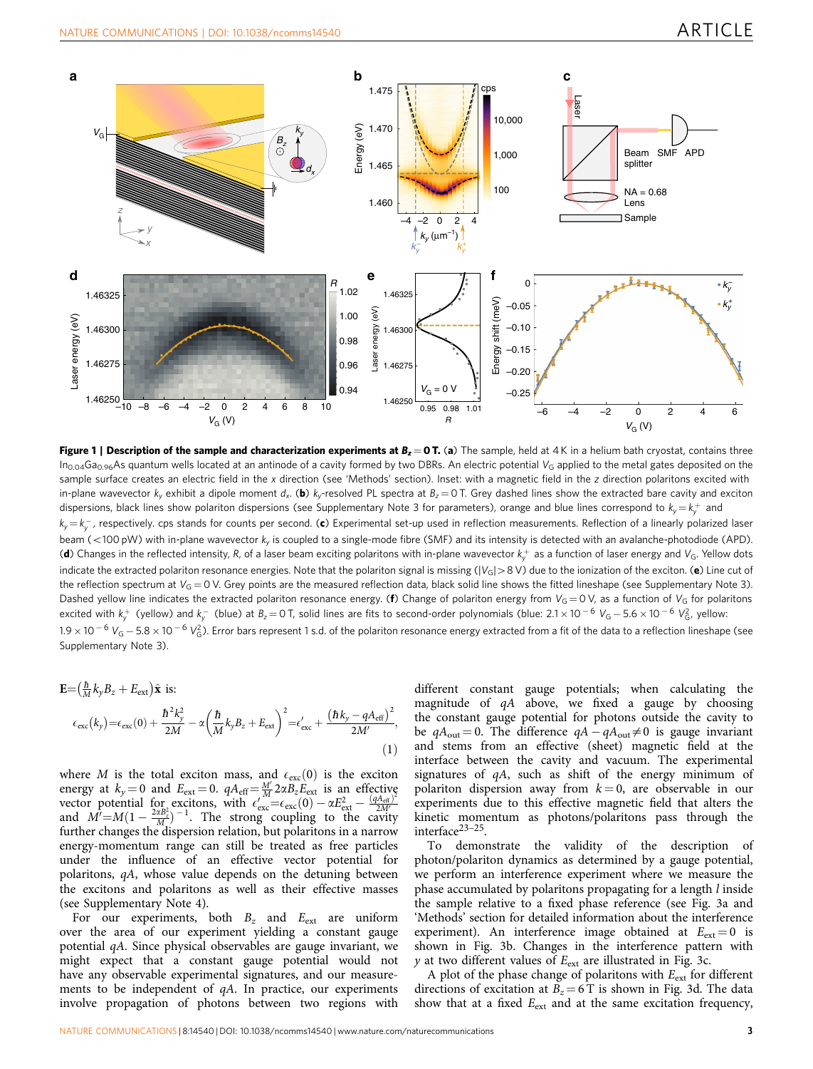**Figure 1 | Description of the sample and characterization experiments at $B_z = 0$ T.** (**a**) The sample, held at 4 K in a helium bath cryostat, contains three $In_{0.04}Ga_{0.96}As$ quantum wells located at an antinode of a cavity formed by two DBRs. An electric potential $V_G$ applied to the metal gates deposited on the sample surface creates an electric field in the $x$ direction (see 'Methods' section). Inset: with a magnetic field in the $z$ direction polaritons excited with in-plane wavevector $k_y$ exhibit a dipole moment $d_x$. (**b**) $k_y$-resolved PL spectra at $B_z = 0$ T. Grey dashed lines show the extracted bare cavity and exciton dispersions, black lines show polariton dispersions (see Supplementary Note 3 for parameters), orange and blue lines correspond to $k_y = k_y^+$ and $k_y = k_y^-$, respectively. cps stands for counts per second. (**c**) Experimental set-up used in reflection measurements. Reflection of a linearly polarized laser beam (<100 pW) with in-plane wavevector $k_y$ is coupled to a single-mode fibre (SMF) and its intensity is detected with an avalanche-photodiode (APD). (**d**) Changes in the reflected intensity, $R$, of a laser beam exciting polaritons with in-plane wavevector $k_y^+$ as a function of laser energy and $V_G$. Yellow dots indicate the extracted polariton resonance energies. Note that the polariton signal is missing ($|V_G| > 8$ V) due to the ionization of the exciton. (**e**) Line cut of the reflection spectrum at $V_G = 0$ V. Grey points are the measured reflection data, black solid line shows the fitted lineshape (see Supplementary Note 3). Dashed yellow line indicates the extracted polariton resonance energy. (**f**) Change of polariton energy from $V_G = 0$ V, as a function of $V_G$ for polaritons excited with $k_y^+$ (yellow) and $k_y^-$ (blue) at $B_z = 0$ T, solid lines are fits to second-order polynomials (blue: $2.1 \times 10^{-6}\, V_G - 5.6 \times 10^{-6}\, V_G^2$, yellow: $1.9 \times 10^{-6}\, V_G - 5.8 \times 10^{-6}\, V_G^2$). Error bars represent 1 s.d. of the polariton resonance energy extracted from a fit of the data to a reflection lineshape (see Supplementary Note 3).

$\mathbf{E} = \left(\frac{\hbar}{M} k_y B_z + E_{\text{ext}}\right)\hat{\mathbf{x}}$ is:

$$\epsilon_{\text{exc}}(k_y) = \epsilon_{\text{exc}}(0) + \frac{\hbar^2 k_y^2}{2M} - \alpha\left(\frac{\hbar}{M} k_y B_z + E_{\text{ext}}\right)^2 = \epsilon'_{\text{exc}} + \frac{(\hbar k_y - qA_{\text{eff}})^2}{2M'}, \tag{1}$$

where $M$ is the total exciton mass, and $\epsilon_{\text{exc}}(0)$ is the exciton energy at $k_y = 0$ and $E_{\text{ext}} = 0$. $qA_{\text{eff}} = \frac{M'}{M} 2\alpha B_z E_{\text{ext}}$ is an effective vector potential for excitons, with $\epsilon'_{\text{exc}} = \epsilon_{\text{exc}}(0) - \alpha E_{\text{ext}}^2 - \frac{(qA_{\text{eff}})^2}{2M'}$ and $M' = M\left(1 - \frac{2\alpha B_z^2}{M}\right)^{-1}$. The strong coupling to the cavity further changes the dispersion relation, but polaritons in a narrow energy-momentum range can still be treated as free particles under the influence of an effective vector potential for polaritons, $qA$, whose value depends on the detuning between the excitons and polaritons as well as their effective masses (see Supplementary Note 4).

For our experiments, both $B_z$ and $E_{\text{ext}}$ are uniform over the area of our experiment yielding a constant gauge potential $qA$. Since physical observables are gauge invariant, we might expect that a constant gauge potential would not have any observable experimental signatures, and our measurements to be independent of $qA$. In practice, our experiments involve propagation of photons between two regions with different constant gauge potentials; when calculating the magnitude of $qA$ above, we fixed a gauge by choosing the constant gauge potential for photons outside the cavity to be $qA_{\text{out}} = 0$. The difference $qA - qA_{\text{out}} \neq 0$ is gauge invariant and stems from an effective (sheet) magnetic field at the interface between the cavity and vacuum. The experimental signatures of $qA$, such as shift of the energy minimum of polariton dispersion away from $k = 0$, are observable in our experiments due to this effective magnetic field that alters the kinetic momentum as photons/polaritons pass through the interface[23–25].

To demonstrate the validity of the description of photon/polariton dynamics as determined by a gauge potential, we perform an interference experiment where we measure the phase accumulated by polaritons propagating for a length $l$ inside the sample relative to a fixed phase reference (see Fig. 3a and 'Methods' section for detailed information about the interference experiment). An interference image obtained at $E_{\text{ext}} = 0$ is shown in Fig. 3b. Changes in the interference pattern with $y$ at two different values of $E_{\text{ext}}$ are illustrated in Fig. 3c.

A plot of the phase change of polaritons with $E_{\text{ext}}$ for different directions of excitation at $B_z = 6$ T is shown in Fig. 3d. The data show that at a fixed $E_{\text{ext}}$ and at the same excitation frequency,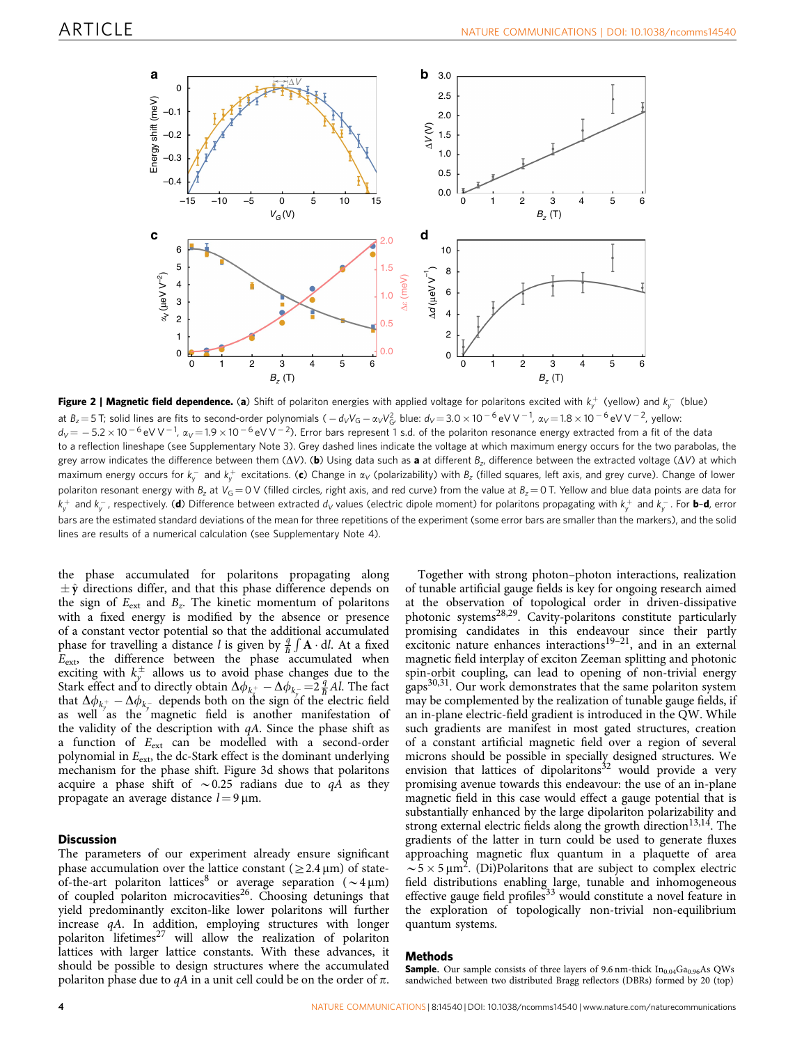**Figure 2 | Magnetic field dependence.** (**a**) Shift of polariton energies with applied voltage for polaritons excited with $k_y^+$ (yellow) and $k_y^-$ (blue) at $B_z = 5$ T; solid lines are fits to second-order polynomials ($-d_V V_G - \alpha_V V_G^2$, blue: $d_V = 3.0 \times 10^{-6}$ eV V$^{-1}$, $\alpha_V = 1.8 \times 10^{-6}$ eV V$^{-2}$, yellow: $d_V = -5.2 \times 10^{-6}$ eV V$^{-1}$, $\alpha_V = 1.9 \times 10^{-6}$ eV V$^{-2}$). Error bars represent 1 s.d. of the polariton resonance energy extracted from a fit of the data to a reflection lineshape (see Supplementary Note 3). Grey dashed lines indicate the voltage at which maximum energy occurs for the two parabolas, the grey arrow indicates the difference between them ($\Delta V$). (**b**) Using data such as **a** at different $B_z$, difference between the extracted voltage ($\Delta V$) at which maximum energy occurs for $k_y^-$ and $k_y^+$ excitations. (**c**) Change in $\alpha_V$ (polarizability) with $B_z$ (filled squares, left axis, and grey curve). Change of lower polariton resonant energy with $B_z$ at $V_G = 0$ V (filled circles, right axis, and red curve) from the value at $B_z = 0$ T. Yellow and blue data points are data for $k_y^+$ and $k_y^-$, respectively. (**d**) Difference between extracted $d_V$ values (electric dipole moment) for polaritons propagating with $k_y^+$ and $k_y^-$. For **b**–**d**, error bars are the estimated standard deviations of the mean for three repetitions of the experiment (some error bars are smaller than the markers), and the solid lines are results of a numerical calculation (see Supplementary Note 4).

the phase accumulated for polaritons propagating along $\pm\hat{\mathbf{y}}$ directions differ, and that this phase difference depends on the sign of $E_{\text{ext}}$ and $B_z$. The kinetic momentum of polaritons with a fixed energy is modified by the absence or presence of a constant vector potential so that the additional accumulated phase for travelling a distance $l$ is given by $\frac{q}{\hbar}\int \mathbf{A} \cdot \mathrm{d}l$. At a fixed $E_{\text{ext}}$, the difference between the phase accumulated when exciting with $k_y^\pm$ allows us to avoid phase changes due to the Stark effect and to directly obtain $\Delta\phi_{k_y^+} - \Delta\phi_{k_y^-} = 2\frac{q}{\hbar}Al$. The fact that $\Delta\phi_{k_y^+} - \Delta\phi_{k_y^-}$ depends both on the sign of the electric field as well as the magnetic field is another manifestation of the validity of the description with $qA$. Since the phase shift as a function of $E_{\text{ext}}$ can be modelled with a second-order polynomial in $E_{\text{ext}}$, the dc-Stark effect is the dominant underlying mechanism for the phase shift. Figure 3d shows that polaritons acquire a phase shift of $\sim 0.25$ radians due to $qA$ as they propagate an average distance $l = 9\,\mu$m.

## Discussion

The parameters of our experiment already ensure significant phase accumulation over the lattice constant ($\geq 2.4\,\mu$m) of state-of-the-art polariton lattices[8] or average separation ($\sim 4\,\mu$m) of coupled polariton microcavities[26]. Choosing detunings that yield predominantly exciton-like lower polaritons will further increase $qA$. In addition, employing structures with longer polariton lifetimes[27] will allow the realization of polariton lattices with larger lattice constants. With these advances, it should be possible to design structures where the accumulated polariton phase due to $qA$ in a unit cell could be on the order of $\pi$.

Together with strong photon–photon interactions, realization of tunable artificial gauge fields is key for ongoing research aimed at the observation of topological order in driven-dissipative photonic systems[28,29]. Cavity-polaritons constitute particularly promising candidates in this endeavour since their partly excitonic nature enhances interactions[19–21], and in an external magnetic field interplay of exciton Zeeman splitting and photonic spin-orbit coupling, can lead to opening of non-trivial energy gaps[30,31]. Our work demonstrates that the same polariton system may be complemented by the realization of tunable gauge fields, if an in-plane electric-field gradient is introduced in the QW. While such gradients are manifest in most gated structures, creation of a constant artificial magnetic field over a region of several microns should be possible in specially designed structures. We envision that lattices of dipolaritons[32] would provide a very promising avenue towards this endeavour: the use of an in-plane magnetic field in this case would effect a gauge potential that is substantially enhanced by the large dipolariton polarizability and strong external electric fields along the growth direction[13,14]. The gradients of the latter in turn could be used to generate fluxes approaching magnetic flux quantum in a plaquette of area $\sim 5 \times 5\,\mu\text{m}^2$. (Di)Polaritons that are subject to complex electric field distributions enabling large, tunable and inhomogeneous effective gauge field profiles[33] would constitute a novel feature in the exploration of topologically non-trivial non-equilibrium quantum systems.

## Methods

**Sample.** Our sample consists of three layers of 9.6 nm-thick $In_{0.04}Ga_{0.96}As$ QWs sandwiched between two distributed Bragg reflectors (DBRs) formed by 20 (top)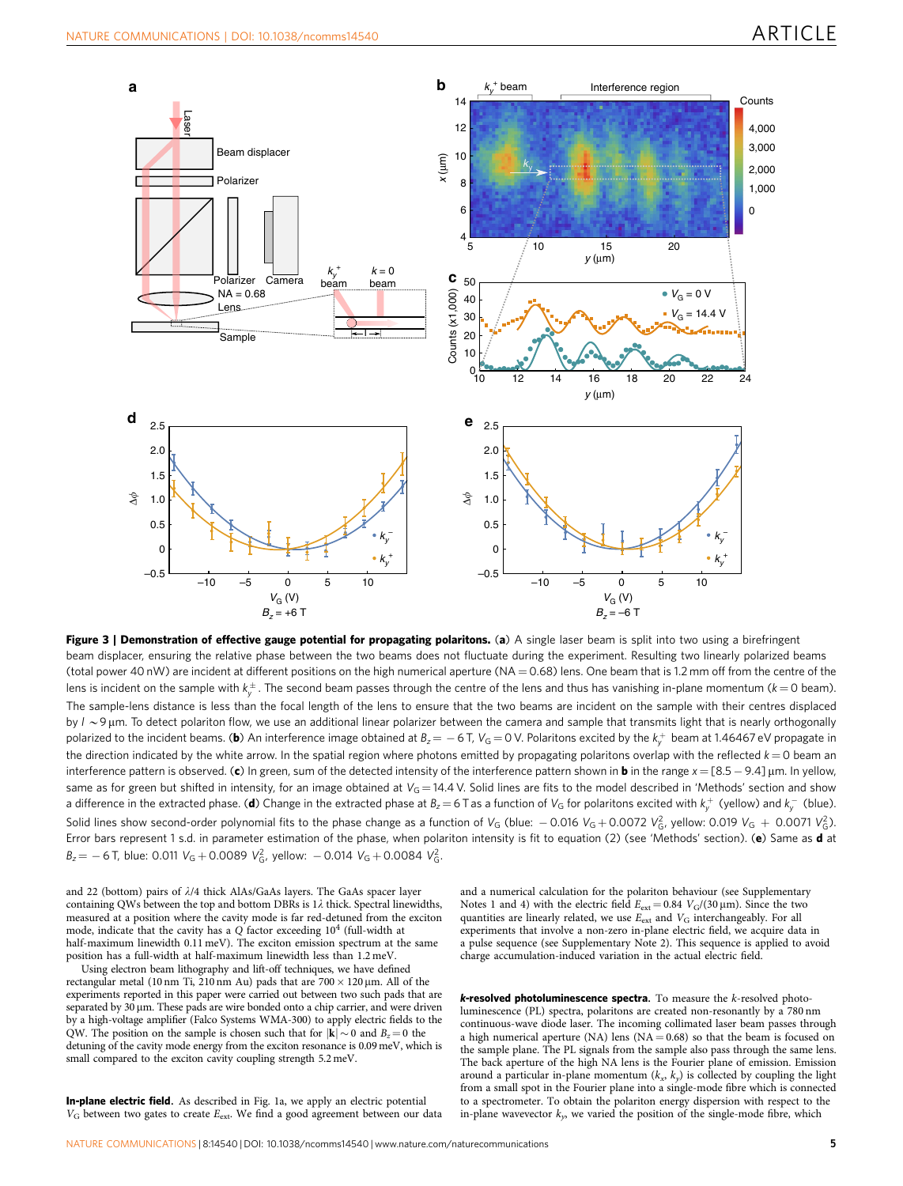**Figure 3 | Demonstration of effective gauge potential for propagating polaritons.** (**a**) A single laser beam is split into two using a birefringent beam displacer, ensuring the relative phase between the two beams does not fluctuate during the experiment. Resulting two linearly polarized beams (total power 40 nW) are incident at different positions on the high numerical aperture (NA = 0.68) lens. One beam that is 1.2 mm off from the centre of the lens is incident on the sample with $k_y^+$. The second beam passes through the centre of the lens and thus has vanishing in-plane momentum ($k = 0$ beam). The sample-lens distance is less than the focal length of the lens to ensure that the two beams are incident on the sample with their centres displaced by $l \sim 9$ μm. To detect polariton flow, we use an additional linear polarizer between the camera and sample that transmits light that is nearly orthogonally polarized to the incident beams. (**b**) An interference image obtained at $B_z = -6$ T, $V_G = 0$ V. Polaritons excited by the $k_y^+$ beam at 1.46467 eV propagate in the direction indicated by the white arrow. In the spatial region where photons emitted by propagating polaritons overlap with the reflected $k = 0$ beam an interference pattern is observed. (**c**) In green, sum of the detected intensity of the interference pattern shown in **b** in the range $x = [8.5-9.4]$ μm. In yellow, same as for green but shifted in intensity, for an image obtained at $V_G = 14.4$ V. Solid lines are fits to the model described in 'Methods' section and show a difference in the extracted phase. (**d**) Change in the extracted phase at $B_z = 6$ T as a function of $V_G$ for polaritons excited with $k_y^+$ (yellow) and $k_y^-$ (blue). Solid lines show second-order polynomial fits to the phase change as a function of $V_G$ (blue: $-0.016\ V_G + 0.0072\ V_G^2$, yellow: $0.019\ V_G + 0.0071\ V_G^2$). Error bars represent 1 s.d. in parameter estimation of the phase, when polariton intensity is fit to equation (2) (see 'Methods' section). (**e**) Same as **d** at $B_z = -6$ T, blue: $0.011\ V_G + 0.0089\ V_G^2$, yellow: $-0.014\ V_G + 0.0084\ V_G^2$.

and 22 (bottom) pairs of $\lambda/4$ thick AlAs/GaAs layers. The GaAs spacer layer containing QWs between the top and bottom DBRs is $1\lambda$ thick. Spectral linewidths, measured at a position where the cavity mode is far red-detuned from the exciton mode, indicate that the cavity has a $Q$ factor exceeding $10^4$ (full-width at half-maximum linewidth 0.11 meV). The exciton emission spectrum at the same position has a full-width at half-maximum linewidth less than 1.2 meV.

Using electron beam lithography and lift-off techniques, we have defined rectangular metal (10 nm Ti, 210 nm Au) pads that are $700 \times 120$ μm. All of the experiments reported in this paper were carried out between two such pads that are separated by 30 μm. These pads are wire bonded onto a chip carrier, and were driven by a high-voltage amplifier (Falco Systems WMA-300) to apply electric fields to the QW. The position on the sample is chosen such that for $|\mathbf{k}| \sim 0$ and $B_z = 0$ the detuning of the cavity mode energy from the exciton resonance is 0.09 meV, which is small compared to the exciton cavity coupling strength 5.2 meV.

**In-plane electric field.** As described in Fig. 1a, we apply an electric potential $V_G$ between two gates to create $E_{ext}$. We find a good agreement between our data and a numerical calculation for the polariton behaviour (see Supplementary Notes 1 and 4) with the electric field $E_{ext} = 0.84\ V_G/(30\ \mu m)$. Since the two quantities are linearly related, we use $E_{ext}$ and $V_G$ interchangeably. For all experiments that involve a non-zero in-plane electric field, we acquire data in a pulse sequence (see Supplementary Note 2). This sequence is applied to avoid charge accumulation-induced variation in the actual electric field.

**$k$-resolved photoluminescence spectra.** To measure the $k$-resolved photoluminescence (PL) spectra, polaritons are created non-resonantly by a 780 nm continuous-wave diode laser. The incoming collimated laser beam passes through a high numerical aperture (NA) lens (NA = 0.68) so that the beam is focused on the sample plane. The PL signals from the sample also pass through the same lens. The back aperture of the high NA lens is the Fourier plane of emission. Emission around a particular in-plane momentum ($k_x$, $k_y$) is collected by coupling the light from a small spot in the Fourier plane into a single-mode fibre which is connected to a spectrometer. To obtain the polariton energy dispersion with respect to the in-plane wavevector $k_y$, we varied the position of the single-mode fibre, which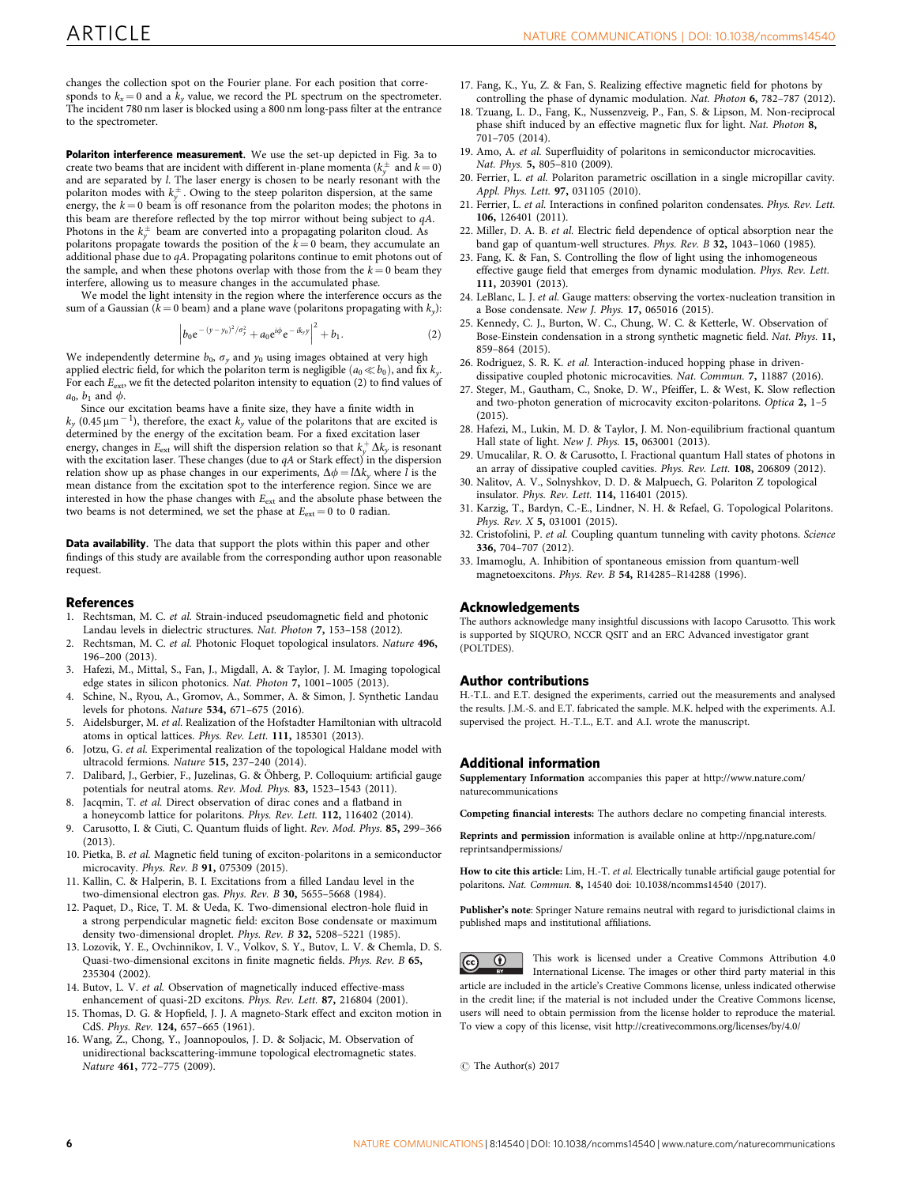changes the collection spot on the Fourier plane. For each position that corresponds to $k_x = 0$ and a $k_y$ value, we record the PL spectrum on the spectrometer. The incident 780 nm laser is blocked using a 800 nm long-pass filter at the entrance to the spectrometer.

**Polariton interference measurement.** We use the set-up depicted in Fig. 3a to create two beams that are incident with different in-plane momenta ($k_y^{\pm}$ and $k = 0$) and are separated by $l$. The laser energy is chosen to be nearly resonant with the polariton modes with $k_y^{\pm}$. Owing to the steep polariton dispersion, at the same energy, the $k = 0$ beam is off resonance from the polariton modes; the photons in this beam are therefore reflected by the top mirror without being subject to $qA$. Photons in the $k_y^{\pm}$ beam are converted into a propagating polariton cloud. As polaritons propagate towards the position of the $k = 0$ beam, they accumulate an additional phase due to $qA$. Propagating polaritons continue to emit photons out of the sample, and when these photons overlap with those from the $k = 0$ beam they interfere, allowing us to measure changes in the accumulated phase.

We model the light intensity in the region where the interference occurs as the sum of a Gaussian ($k = 0$ beam) and a plane wave (polaritons propagating with $k_y$):

$$\left| b_0 e^{-(y-y_0)^2/\sigma_y^2} + a_0 e^{i\phi} e^{-ik_y y} \right|^2 + b_1. \tag{2}$$

We independently determine $b_0$, $\sigma_y$ and $y_0$ using images obtained at very high applied electric field, for which the polariton term is negligible ($a_0 \ll b_0$), and fix $k_y$. For each $E_{\text{ext}}$, we fit the detected polariton intensity to equation (2) to find values of $a_0$, $b_1$ and $\phi$.

Since our excitation beams have a finite size, they have a finite width in $k_y$ (0.45 μm$^{-1}$), therefore, the exact $k_y$ value of the polaritons that are excited is determined by the energy of the excitation beam. For a fixed excitation laser energy, changes in $E_{\text{ext}}$ will shift the dispersion relation so that $k_y^{+} \Delta k_y$ is resonant with the excitation laser. These changes (due to $qA$ or Stark effect) in the dispersion relation show up as phase changes in our experiments, $\Delta\phi = l\Delta k_y$ where $l$ is the mean distance from the excitation spot to the interference region. Since we are interested in how the phase changes with $E_{\text{ext}}$ and the absolute phase between the two beams is not determined, we set the phase at $E_{\text{ext}} = 0$ to 0 radian.

**Data availability.** The data that support the plots within this paper and other findings of this study are available from the corresponding author upon reasonable request.

## References

1. Rechtsman, M. C. *et al.* Strain-induced pseudomagnetic field and photonic Landau levels in dielectric structures. *Nat. Photon* **7**, 153–158 (2012).
2. Rechtsman, M. C. *et al.* Photonic Floquet topological insulators. *Nature* **496**, 196–200 (2013).
3. Hafezi, M., Mittal, S., Fan, J., Migdall, A. & Taylor, J. M. Imaging topological edge states in silicon photonics. *Nat. Photon* **7**, 1001–1005 (2013).
4. Schine, N., Ryou, A., Gromov, A., Sommer, A. & Simon, J. Synthetic Landau levels for photons. *Nature* **534**, 671–675 (2016).
5. Aidelsburger, M. *et al.* Realization of the Hofstadter Hamiltonian with ultracold atoms in optical lattices. *Phys. Rev. Lett.* **111**, 185301 (2013).
6. Jotzu, G. *et al.* Experimental realization of the topological Haldane model with ultracold fermions. *Nature* **515**, 237–240 (2014).
7. Dalibard, J., Gerbier, F., Juzeliunas, G. & Öhberg, P. Colloquium: artificial gauge potentials for neutral atoms. *Rev. Mod. Phys.* **83**, 1523–1543 (2011).
8. Jacqmin, T. *et al.* Direct observation of dirac cones and a flatband in a honeycomb lattice for polaritons. *Phys. Rev. Lett.* **112**, 116402 (2014).
9. Carusotto, I. & Ciuti, C. Quantum fluids of light. *Rev. Mod. Phys.* **85**, 299–366 (2013).
10. Pietka, B. *et al.* Magnetic field tuning of exciton-polaritons in a semiconductor microcavity. *Phys. Rev. B* **91**, 075309 (2015).
11. Kallin, C. & Halperin, B. I. Excitations from a filled Landau level in the two-dimensional electron gas. *Phys. Rev. B* **30**, 5655–5668 (1984).
12. Paquet, D., Rice, T. M. & Ueda, K. Two-dimensional electron-hole fluid in a strong perpendicular magnetic field: exciton Bose condensate or maximum density two-dimensional droplet. *Phys. Rev. B* **32**, 5208–5221 (1985).
13. Lozovik, Y. E., Ovchinnikov, I. V., Volkov, S. Y., Butov, L. V. & Chemla, D. S. Quasi-two-dimensional excitons in finite magnetic fields. *Phys. Rev. B* **65**, 235304 (2002).
14. Butov, L. V. *et al.* Observation of magnetically induced effective-mass enhancement of quasi-2D excitons. *Phys. Rev. Lett.* **87**, 216804 (2001).
15. Thomas, D. G. & Hopfield, J. J. A magneto-Stark effect and exciton motion in CdS. *Phys. Rev.* **124**, 657–665 (1961).
16. Wang, Z., Chong, Y., Joannopoulos, J. D. & Soljacic, M. Observation of unidirectional backscattering-immune topological electromagnetic states. *Nature* **461**, 772–775 (2009).
17. Fang, K., Yu, Z. & Fan, S. Realizing effective magnetic field for photons by controlling the phase of dynamic modulation. *Nat. Photon* **6**, 782–787 (2012).
18. Tzuang, L. D., Fang, K., Nussenzveig, P., Fan, S. & Lipson, M. Non-reciprocal phase shift induced by an effective magnetic flux for light. *Nat. Photon* **8**, 701–705 (2014).
19. Amo, A. *et al.* Superfluidity of polaritons in semiconductor microcavities. *Nat. Phys.* **5**, 805–810 (2009).
20. Ferrier, L. *et al.* Polariton parametric oscillation in a single micropillar cavity. *Appl. Phys. Lett.* **97**, 031105 (2010).
21. Ferrier, L. *et al.* Interactions in confined polariton condensates. *Phys. Rev. Lett.* **106**, 126401 (2011).
22. Miller, D. A. B. *et al.* Electric field dependence of optical absorption near the band gap of quantum-well structures. *Phys. Rev. B* **32**, 1043–1060 (1985).
23. Fang, K. & Fan, S. Controlling the flow of light using the inhomogeneous effective gauge field that emerges from dynamic modulation. *Phys. Rev. Lett.* **111**, 203901 (2013).
24. LeBlanc, L. J. *et al.* Gauge matters: observing the vortex-nucleation transition in a Bose condensate. *New J. Phys.* **17**, 065016 (2015).
25. Kennedy, C. J., Burton, W. C., Chung, W. C. & Ketterle, W. Observation of Bose-Einstein condensation in a strong synthetic magnetic field. *Nat. Phys.* **11**, 859–864 (2015).
26. Rodriguez, S. R. K. *et al.* Interaction-induced hopping phase in driven-dissipative coupled photonic microcavities. *Nat. Commun.* **7**, 11887 (2016).
27. Steger, M., Gautham, C., Snoke, D. W., Pfeiffer, L. & West, K. Slow reflection and two-photon generation of microcavity exciton-polaritons. *Optica* **2**, 1–5 (2015).
28. Hafezi, M., Lukin, M. D. & Taylor, J. M. Non-equilibrium fractional quantum Hall state of light. *New J. Phys.* **15**, 063001 (2013).
29. Umucalilar, R. O. & Carusotto, I. Fractional quantum Hall states of photons in an array of dissipative coupled cavities. *Phys. Rev. Lett.* **108**, 206809 (2012).
30. Nalitov, A. V., Solnyshkov, D. D. & Malpuech, G. Polariton Z topological insulator. *Phys. Rev. Lett.* **114**, 116401 (2015).
31. Karzig, T., Bardyn, C.-E., Lindner, N. H. & Refael, G. Topological Polaritons. *Phys. Rev. X* **5**, 031001 (2015).
32. Cristofolini, P. *et al.* Coupling quantum tunneling with cavity photons. *Science* **336**, 704–707 (2012).
33. Imamoglu, A. Inhibition of spontaneous emission from quantum-well magnetoexcitons. *Phys. Rev. B* **54**, R14285–R14288 (1996).

## Acknowledgements

The authors acknowledge many insightful discussions with Iacopo Carusotto. This work is supported by SIQURO, NCCR QSIT and an ERC Advanced investigator grant (POLTDES).

## Author contributions

H.-T.L. and E.T. designed the experiments, carried out the measurements and analysed the results. J.M.-S. and E.T. fabricated the sample. M.K. helped with the experiments. A.I. supervised the project. H.-T.L., E.T. and A.I. wrote the manuscript.

## Additional information

**Supplementary Information** accompanies this paper at http://www.nature.com/naturecommunications

**Competing financial interests:** The authors declare no competing financial interests.

**Reprints and permission** information is available online at http://npg.nature.com/reprintsandpermissions/

**How to cite this article:** Lim, H.-T. *et al.* Electrically tunable artificial gauge potential for polaritons. *Nat. Commun.* **8**, 14540 doi: 10.1038/ncomms14540 (2017).

**Publisher's note**: Springer Nature remains neutral with regard to jurisdictional claims in published maps and institutional affiliations.

This work is licensed under a Creative Commons Attribution 4.0 International License. The images or other third party material in this article are included in the article's Creative Commons license, unless indicated otherwise in the credit line; if the material is not included under the Creative Commons license, users will need to obtain permission from the license holder to reproduce the material. To view a copy of this license, visit http://creativecommons.org/licenses/by/4.0/

© The Author(s) 2017